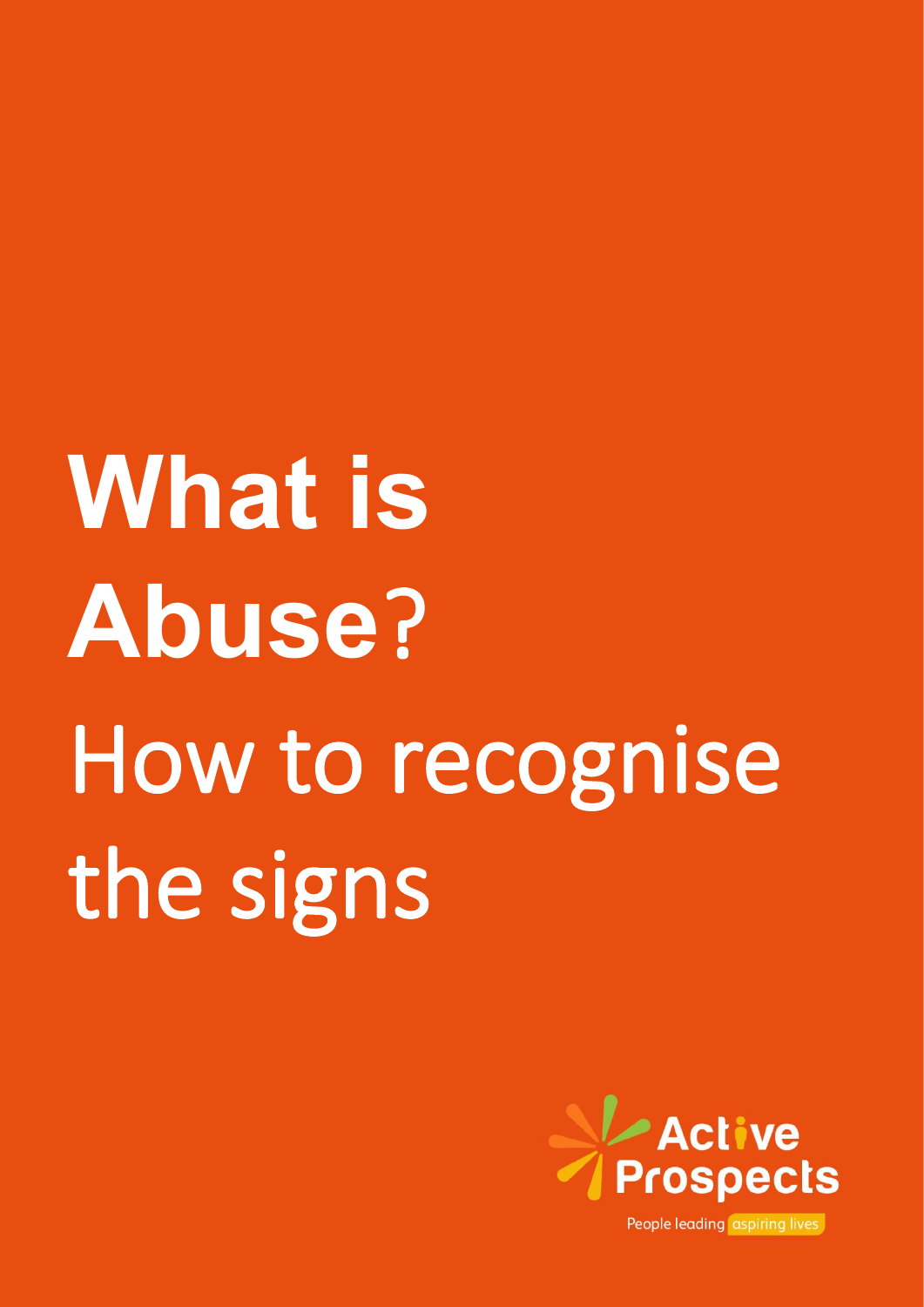# **What is Abuse**? How to recognise the signs

Active Prospects

People leading aspiring lives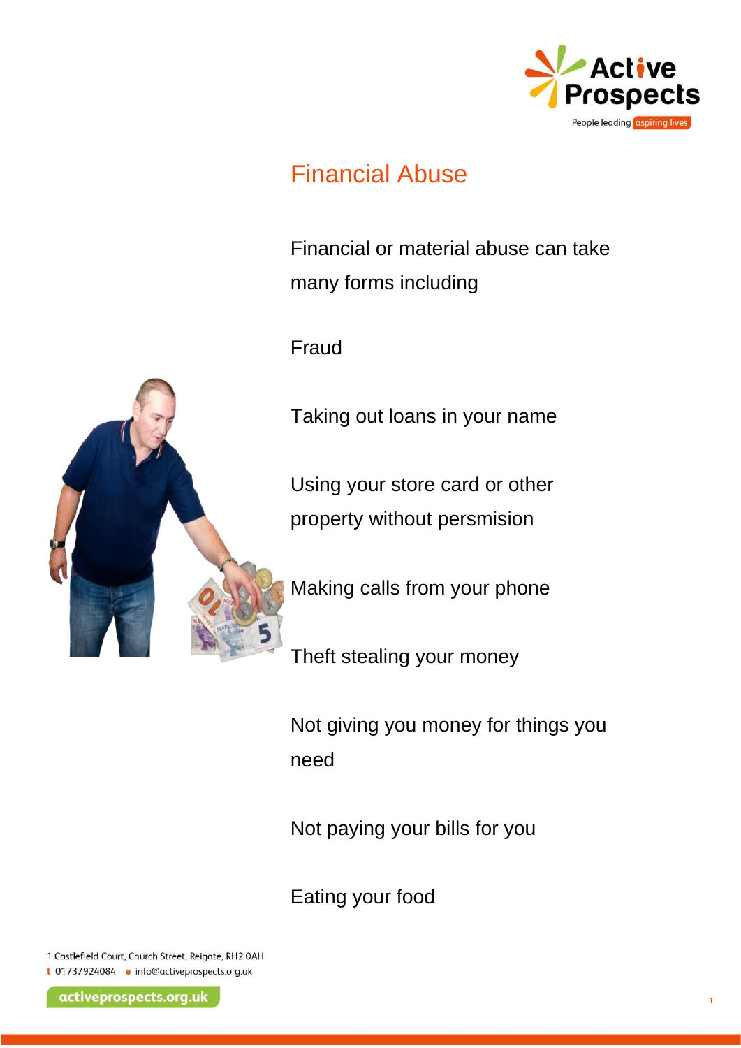# Financial Abuse

Financial or material abuse can take many forms including

Fraud

Taking out loans in your name

Using your store card or other property without persmision

Making calls from your phone

Theft stealing your money

Not giving you money for things you need

Not paying your bills for you

Eating your food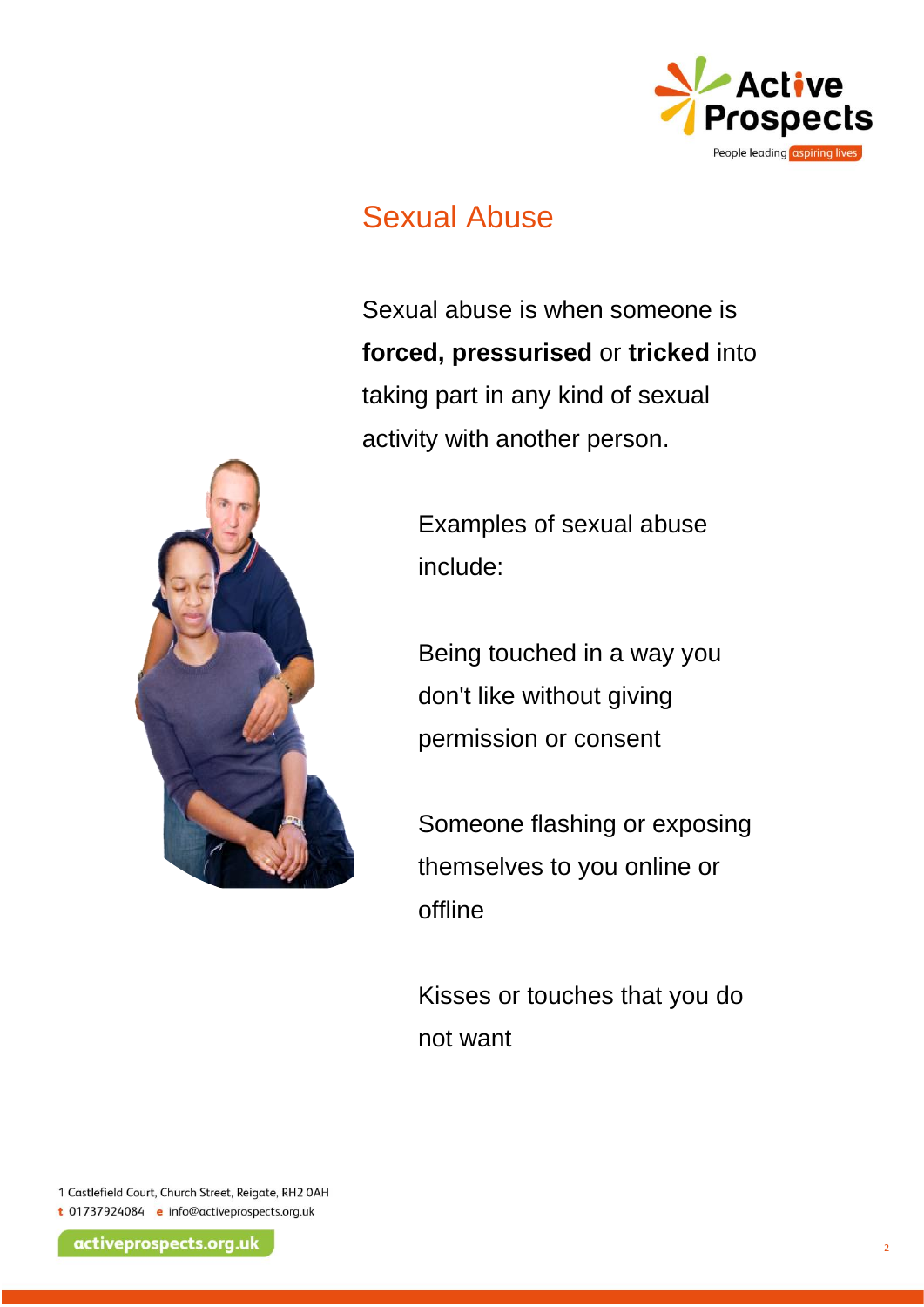# Sexual Abuse

Sexual abuse is when someone is **forced, pressurised** or **tricked** into taking part in any kind of sexual activity with another person.

Examples of sexual abuse include:

Being touched in a way you don't like without giving permission or consent

Someone flashing or exposing themselves to you online or offline

Kisses or touches that you do not want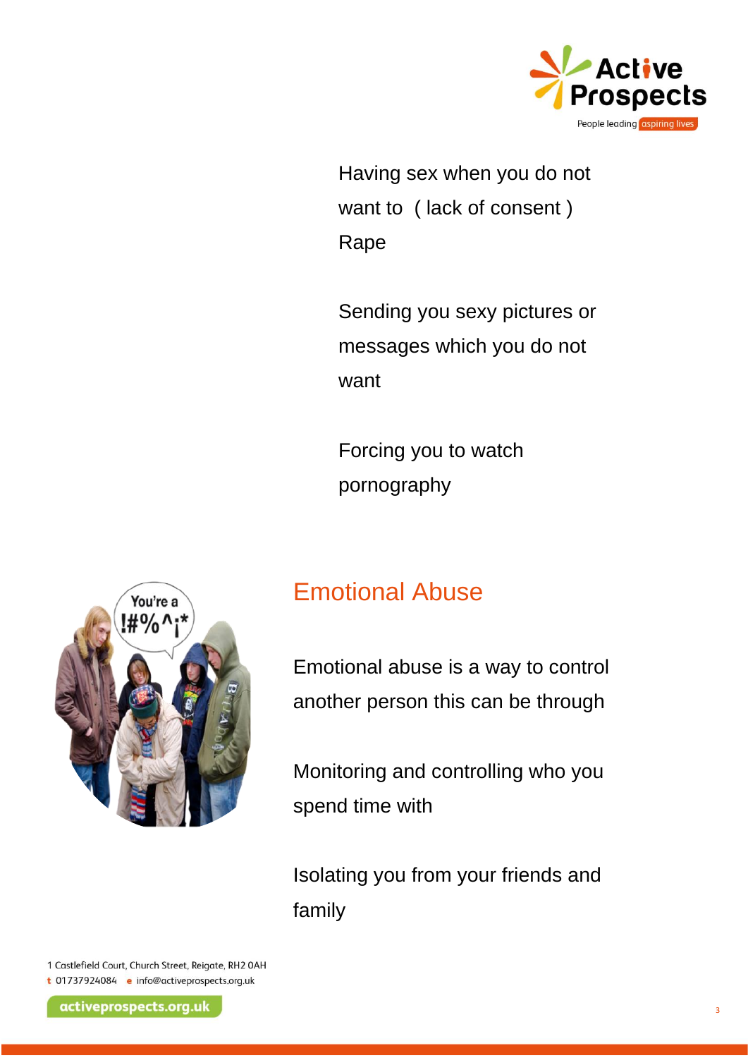Having sex when you do not want to ( lack of consent ) Rape

Sending you sexy pictures or messages which you do not want

Forcing you to watch pornography

## Emotional Abuse

Emotional abuse is a way to control another person this can be through

Monitoring and controlling who you spend time with

Isolating you from your friends and family

1 Castlefield Court, Church Street, Reigate, RH2 0AH
t 01737924084 e info@activeprospects.org.uk

activeprospects.org.uk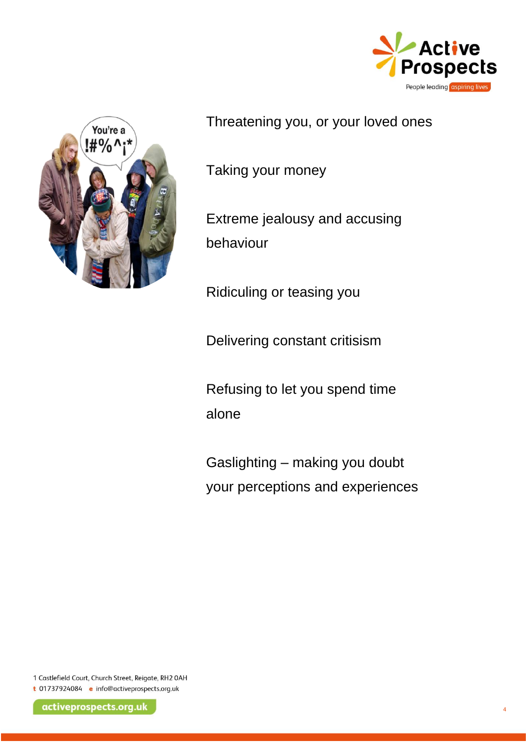Threatening you, or your loved ones

Taking your money

Extreme jealousy and accusing behaviour

Ridiculing or teasing you

Delivering constant critisism

Refusing to let you spend time alone

Gaslighting – making you doubt your perceptions and experiences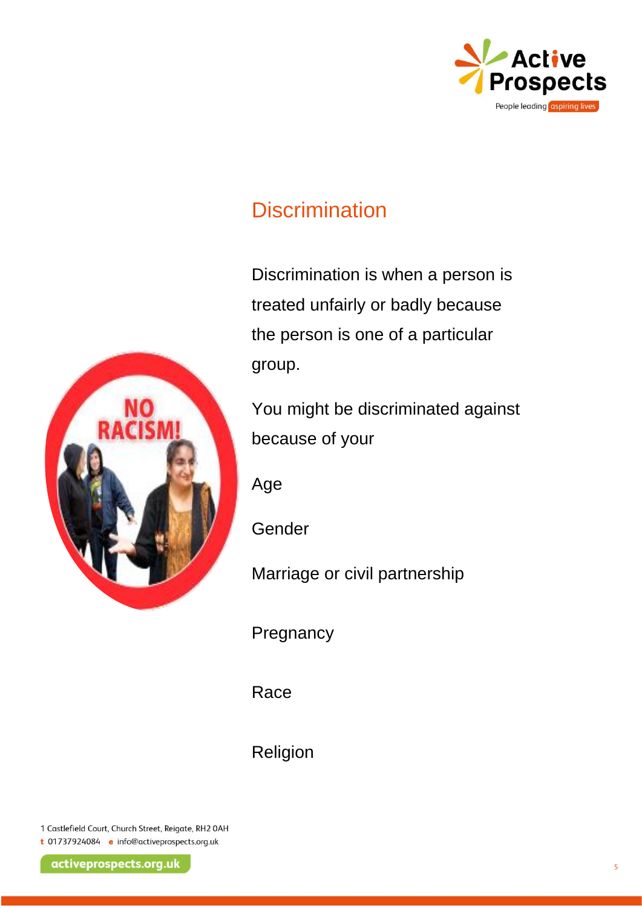## Discrimination

Discrimination is when a person is treated unfairly or badly because the person is one of a particular group.

You might be discriminated against because of your

Age

Gender

Marriage or civil partnership

Pregnancy

Race

Religion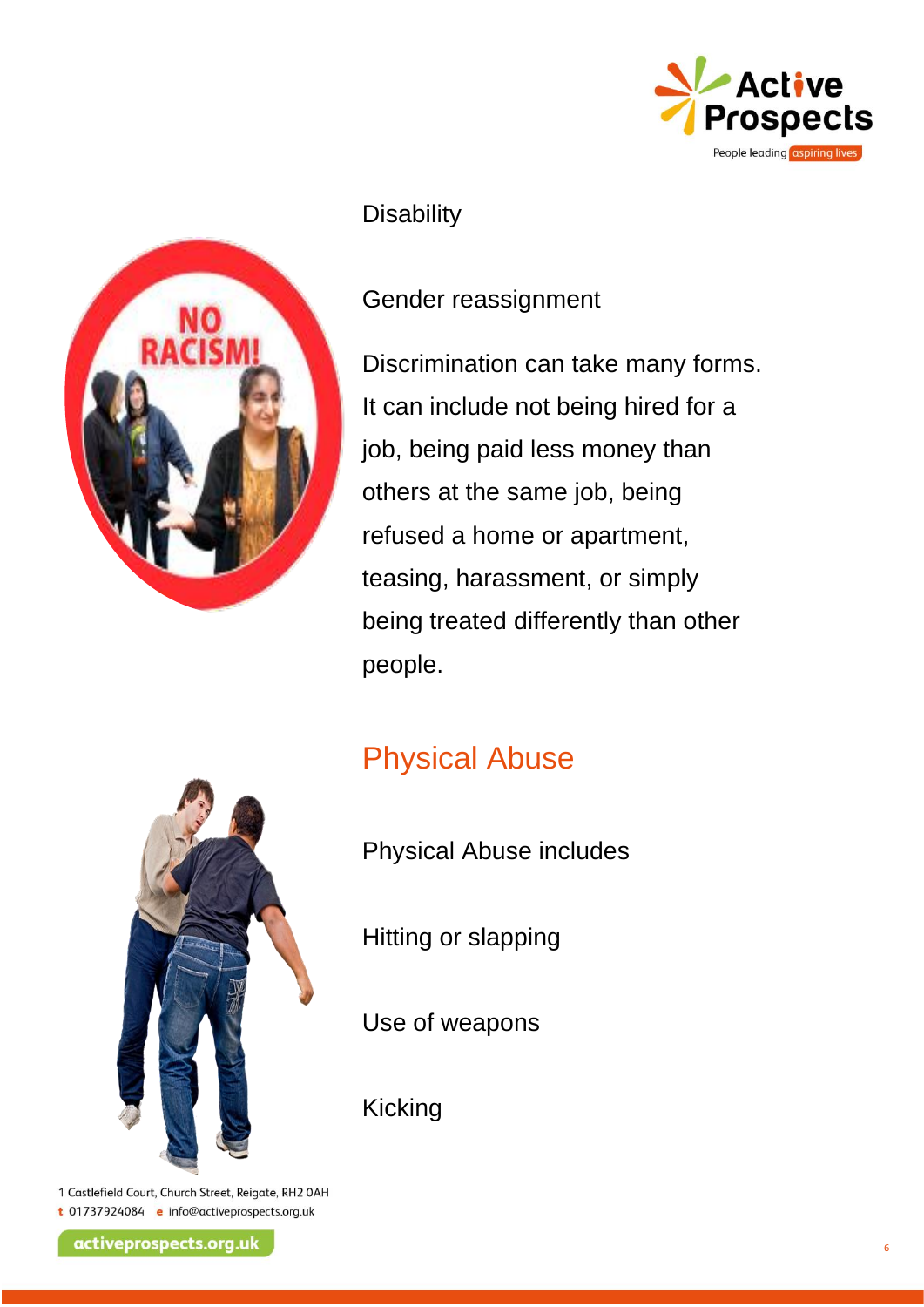Disability

Gender reassignment

Discrimination can take many forms. It can include not being hired for a job, being paid less money than others at the same job, being refused a home or apartment, teasing, harassment, or simply being treated differently than other people.

## Physical Abuse

Physical Abuse includes

Hitting or slapping

Use of weapons

Kicking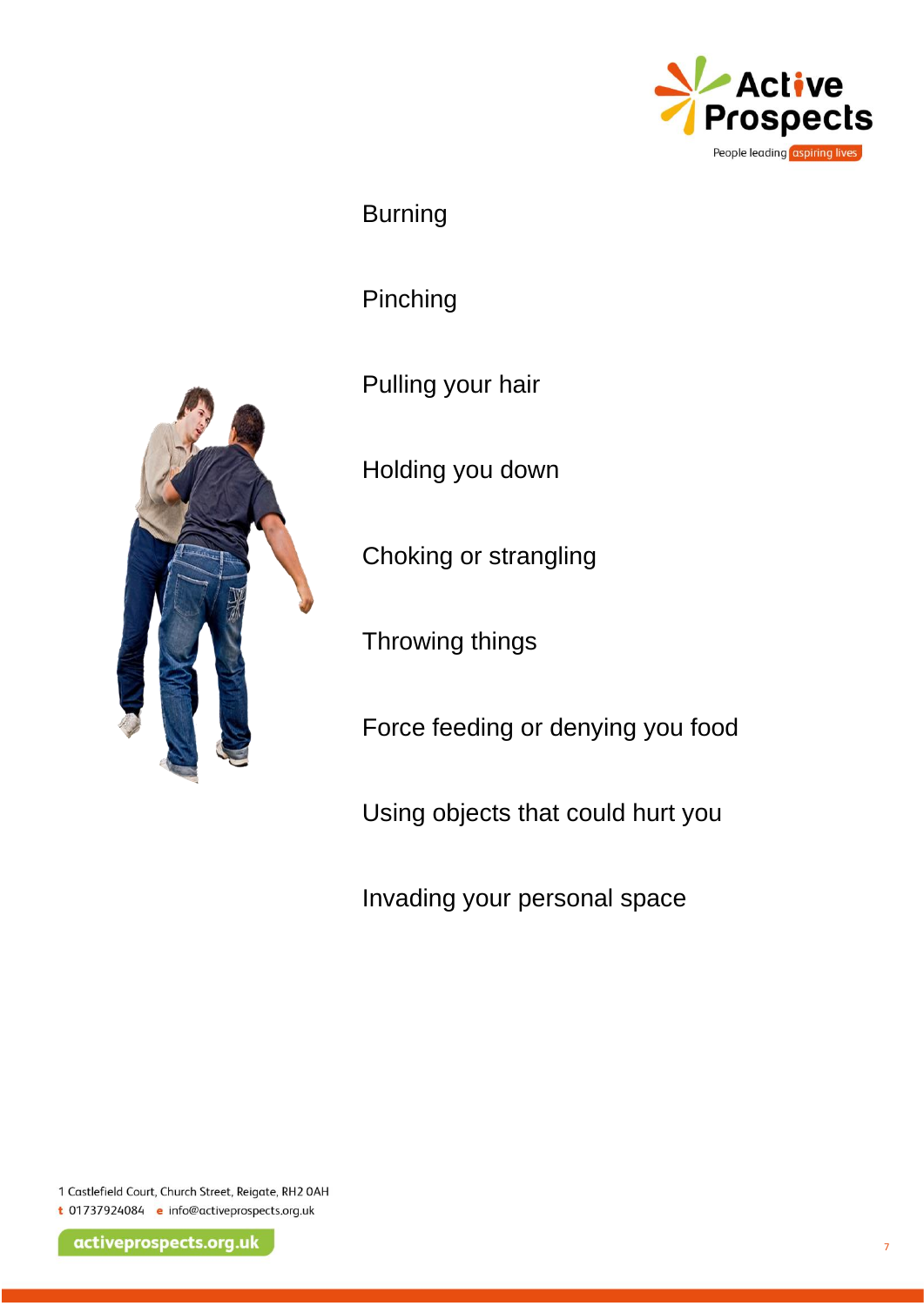Burning

Pinching

Pulling your hair

Holding you down

Choking or strangling

Throwing things

Force feeding or denying you food

Using objects that could hurt you

Invading your personal space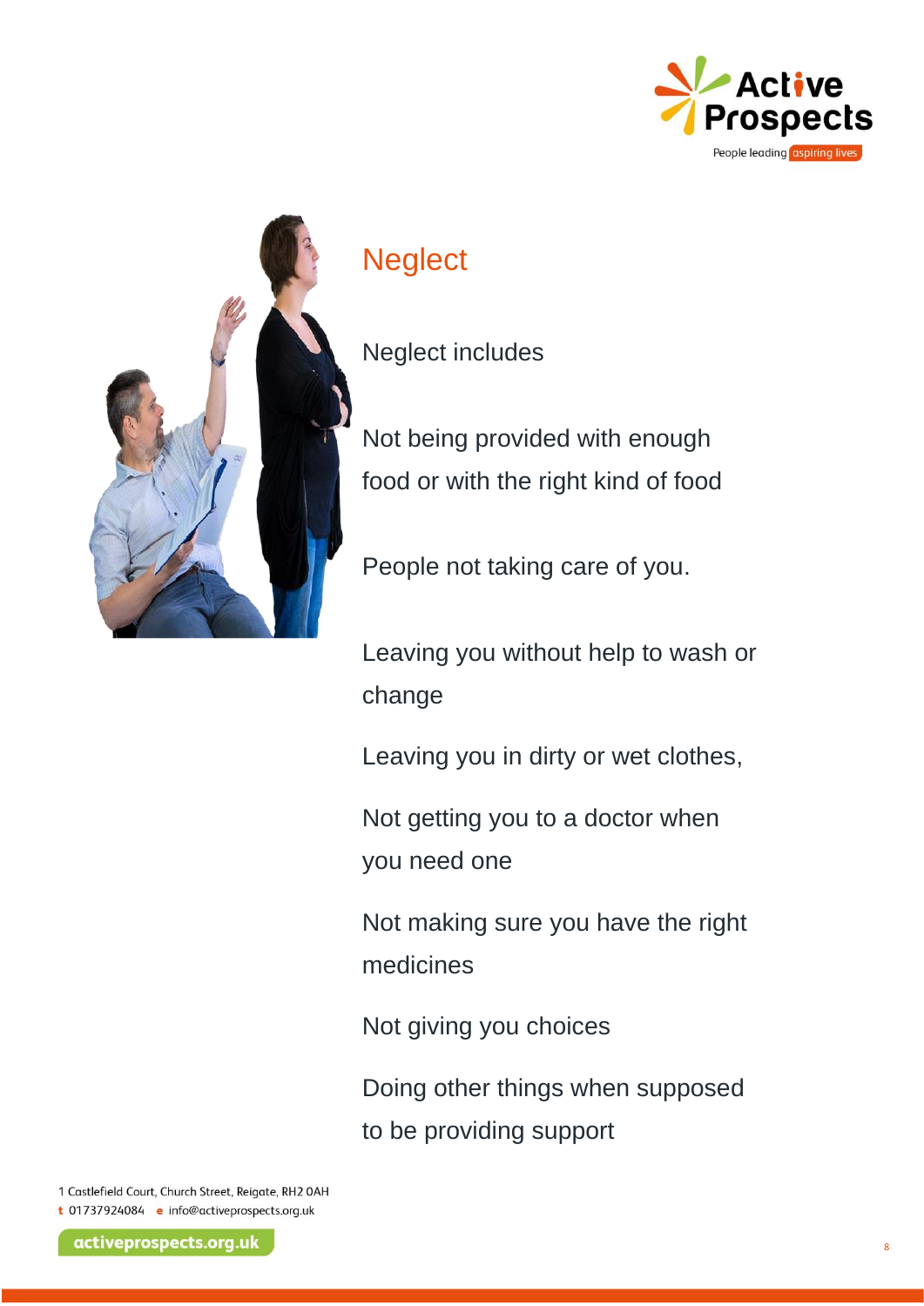# Neglect

Neglect includes

Not being provided with enough food or with the right kind of food

People not taking care of you.

Leaving you without help to wash or change

Leaving you in dirty or wet clothes,

Not getting you to a doctor when you need one

Not making sure you have the right medicines

Not giving you choices

Doing other things when supposed to be providing support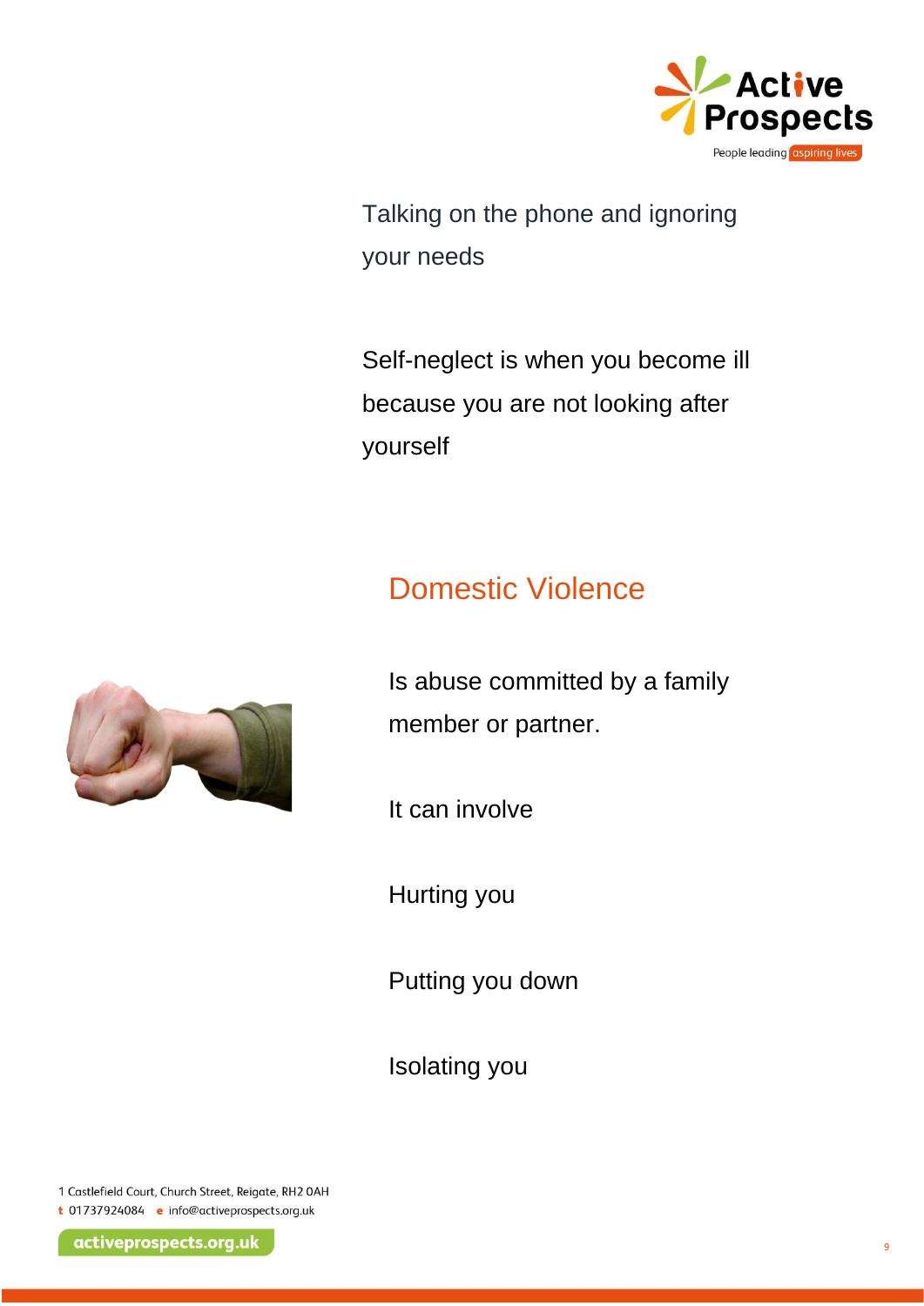Talking on the phone and ignoring your needs

Self-neglect is when you become ill because you are not looking after yourself

## Domestic Violence

Is abuse committed by a family member or partner.

It can involve

Hurting you

Putting you down

Isolating you

1 Castlefield Court, Church Street, Reigate, RH2 0AH
t 01737924084 e info@activeprospects.org.uk

activeprospects.org.uk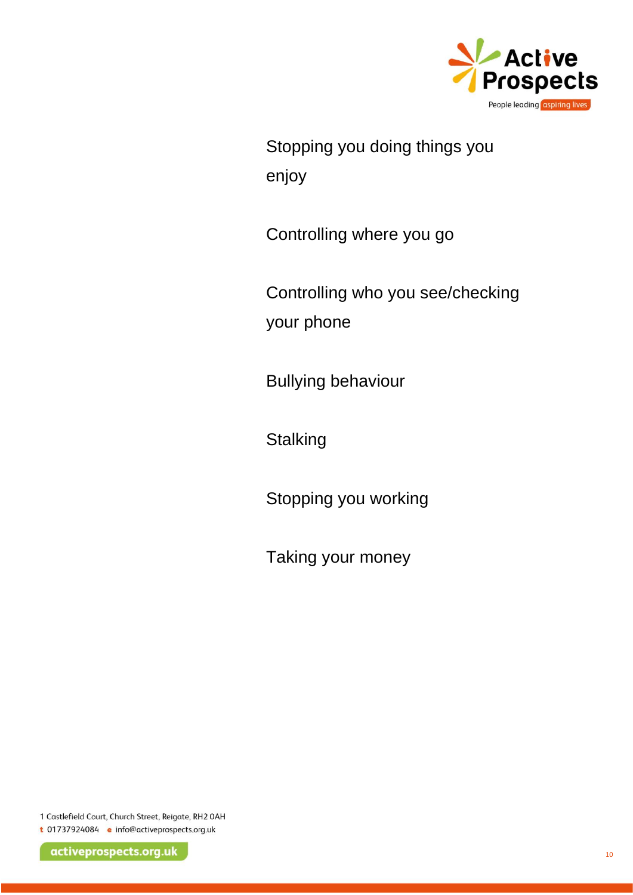Stopping you doing things you enjoy

Controlling where you go

Controlling who you see/checking your phone

Bullying behaviour

Stalking

Stopping you working

Taking your money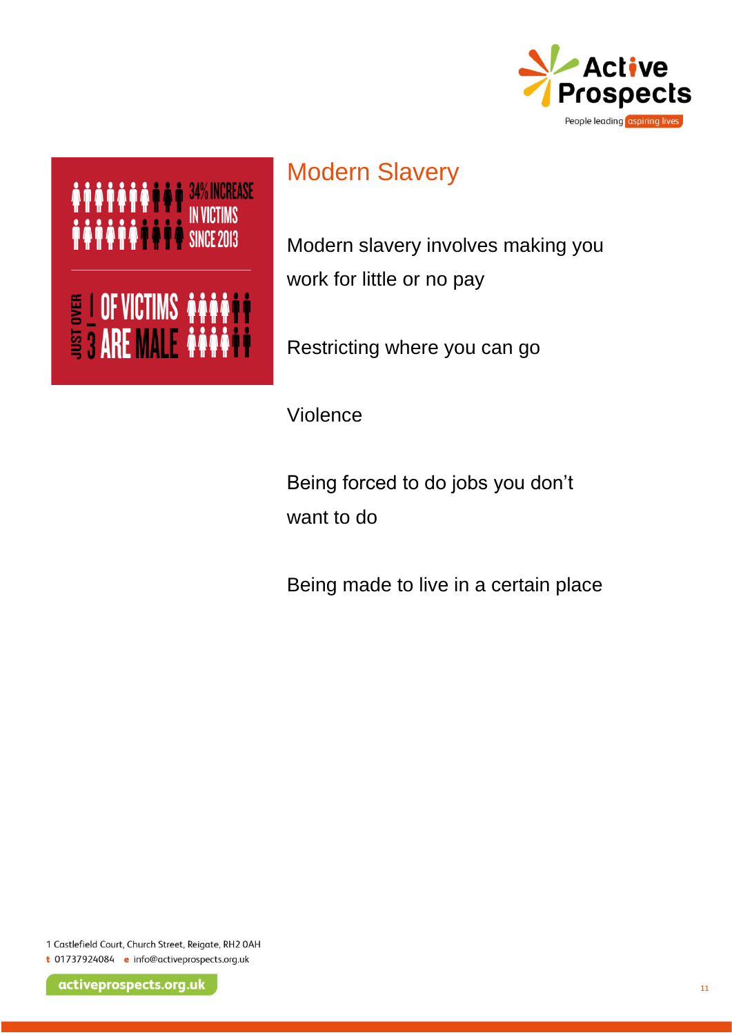34% INCREASE IN VICTIMS SINCE 2013

JUST OVER 1/3 OF VICTIMS ARE MALE

## Modern Slavery

Modern slavery involves making you work for little or no pay

Restricting where you can go

Violence

Being forced to do jobs you don't want to do

Being made to live in a certain place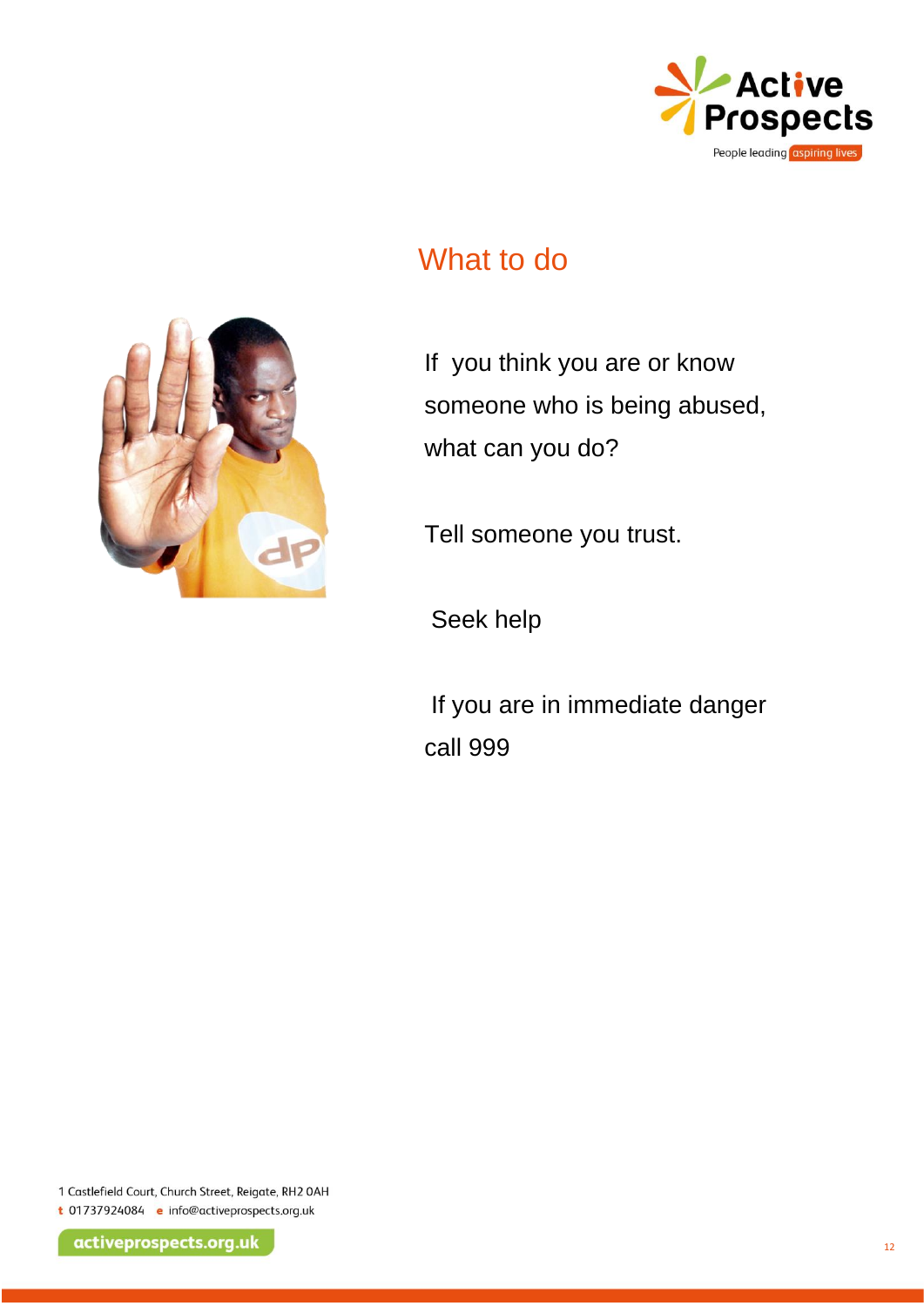## What to do

If you think you are or know someone who is being abused, what can you do?

Tell someone you trust.

Seek help

If you are in immediate danger call 999

1 Castlefield Court, Church Street, Reigate, RH2 0AH
t 01737924084 e info@activeprospects.org.uk

activeprospects.org.uk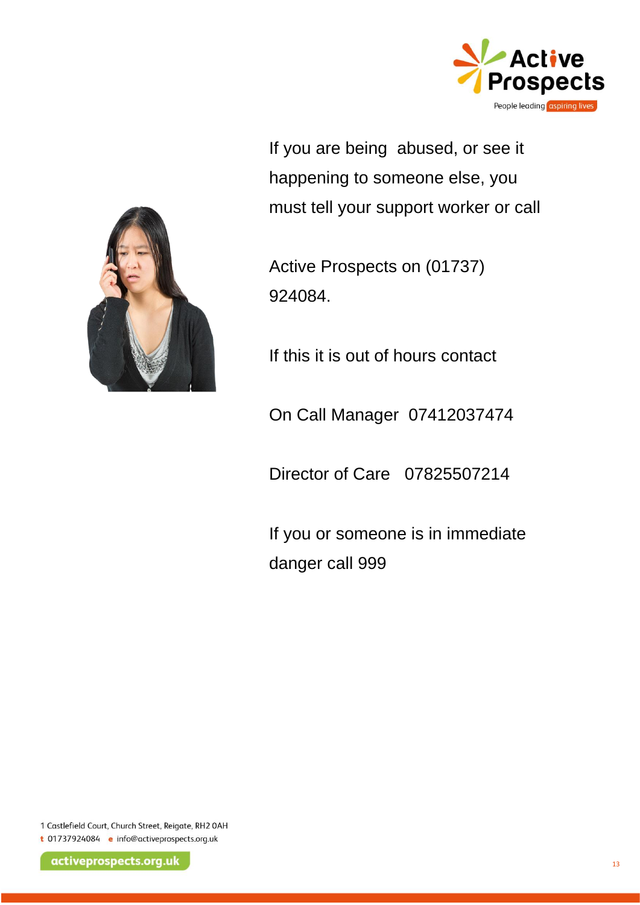If you are being abused, or see it happening to someone else, you must tell your support worker or call

Active Prospects on (01737) 924084.

If this it is out of hours contact

On Call Manager 07412037474

Director of Care 07825507214

If you or someone is in immediate danger call 999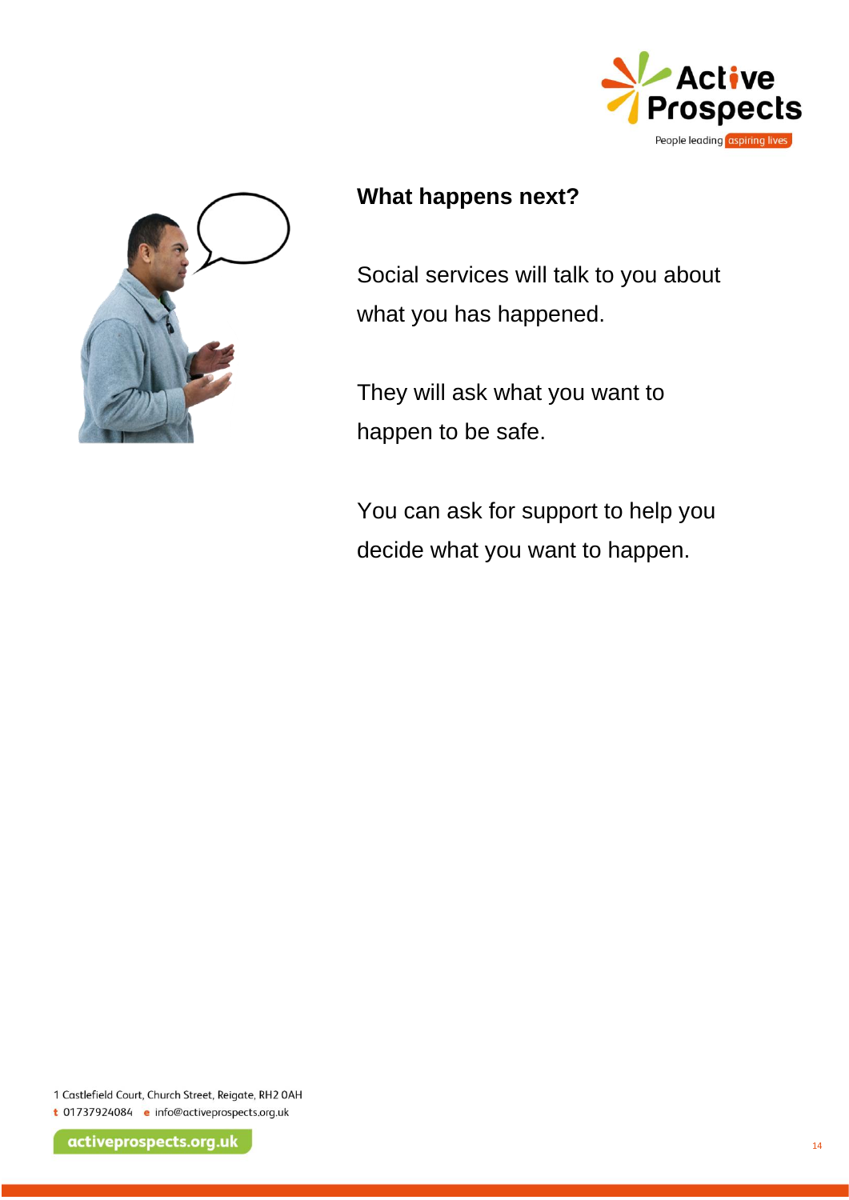## What happens next?

Social services will talk to you about what you has happened.

They will ask what you want to happen to be safe.

You can ask for support to help you decide what you want to happen.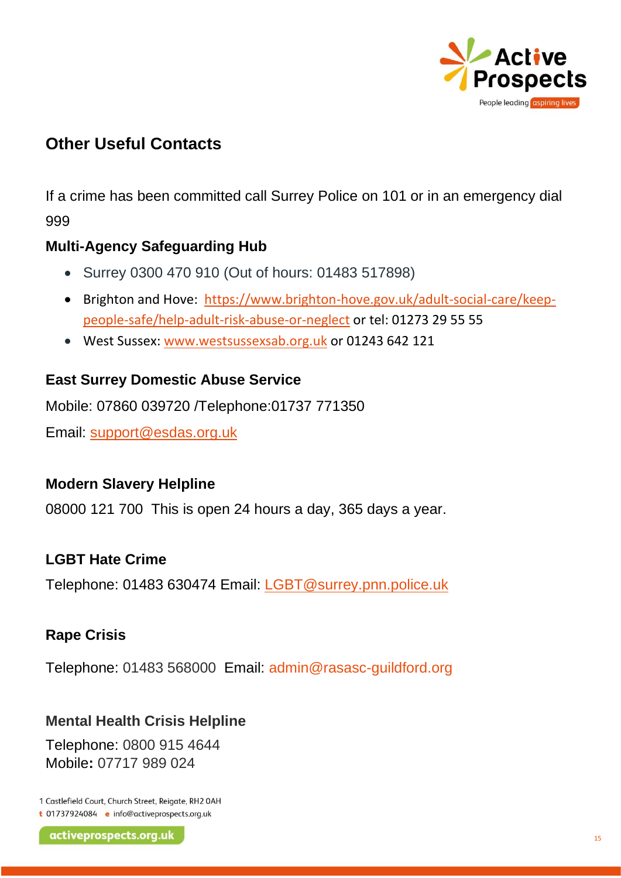## Other Useful Contacts

If a crime has been committed call Surrey Police on 101 or in an emergency dial 999

### Multi-Agency Safeguarding Hub

- Surrey 0300 470 910 (Out of hours: 01483 517898)
- Brighton and Hove: https://www.brighton-hove.gov.uk/adult-social-care/keep-people-safe/help-adult-risk-abuse-or-neglect or tel: 01273 29 55 55
- West Sussex: www.westsussexsab.org.uk or 01243 642 121

### East Surrey Domestic Abuse Service

Mobile: 07860 039720 /Telephone:01737 771350

Email: support@esdas.org.uk

### Modern Slavery Helpline

08000 121 700 This is open 24 hours a day, 365 days a year.

### LGBT Hate Crime

Telephone: 01483 630474 Email: LGBT@surrey.pnn.police.uk

### Rape Crisis

Telephone: 01483 568000 Email: admin@rasasc-guildford.org

### Mental Health Crisis Helpline

Telephone: 0800 915 4644
Mobile: 07717 989 024